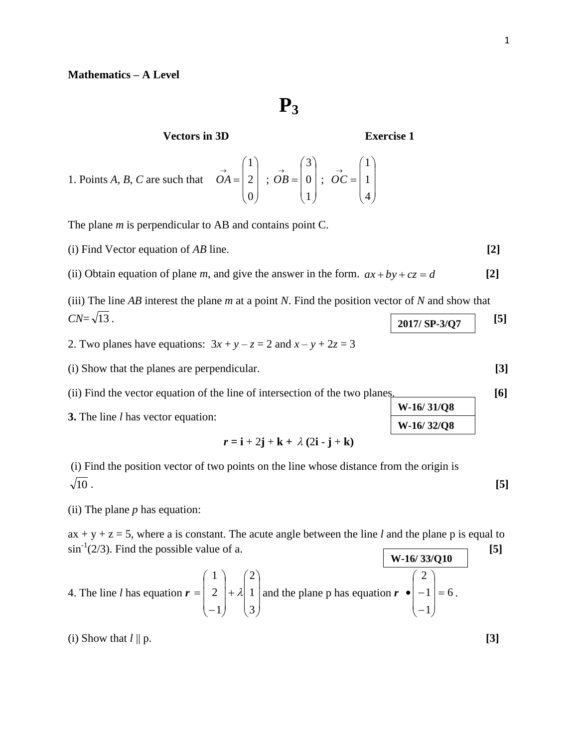**Mathematics – A Level**

# $P_3$

**Vectors in 3D** **Exercise 1**

1. Points *A*, *B*, *C* are such that $\vec{OA} = \begin{pmatrix} 1 \\ 2 \\ 0 \end{pmatrix}$ ; $\vec{OB} = \begin{pmatrix} 3 \\ 0 \\ 1 \end{pmatrix}$ ; $\vec{OC} = \begin{pmatrix} 1 \\ 1 \\ 4 \end{pmatrix}$

The plane *m* is perpendicular to AB and contains point C.

(i) Find Vector equation of *AB* line. **[2]**

(ii) Obtain equation of plane *m*, and give the answer in the form. $ax + by + cz = d$ **[2]**

(iii) The line *AB* interest the plane *m* at a point *N*. Find the position vector of *N* and show that $CN = \sqrt{13}$. **[5]**

**2017/ SP-3/Q7**

2. Two planes have equations: $3x + y - z = 2$ and $x - y + 2z = 3$

(i) Show that the planes are perpendicular. **[3]**

(ii) Find the vector equation of the line of intersection of the two planes. **[6]**

**W-16/ 31/Q8**

**W-16/ 32/Q8**

**3.** The line *l* has vector equation:

$$\boldsymbol{r} = \mathbf{i} + 2\mathbf{j} + \mathbf{k} + \lambda\,(2\mathbf{i} - \mathbf{j} + \mathbf{k})$$

(i) Find the position vector of two points on the line whose distance from the origin is $\sqrt{10}$. **[5]**

(ii) The plane *p* has equation:

$ax + y + z = 5$, where a is constant. The acute angle between the line *l* and the plane p is equal to $\sin^{-1}(2/3)$. Find the possible value of a. **[5]**

**W-16/ 33/Q10**

4. The line *l* has equation $\boldsymbol{r} = \begin{pmatrix} 1 \\ 2 \\ -1 \end{pmatrix} + \lambda \begin{pmatrix} 2 \\ 1 \\ 3 \end{pmatrix}$ and the plane p has equation $\boldsymbol{r} \bullet \begin{pmatrix} 2 \\ -1 \\ -1 \end{pmatrix} = 6$.

(i) Show that $l \parallel p$. **[3]**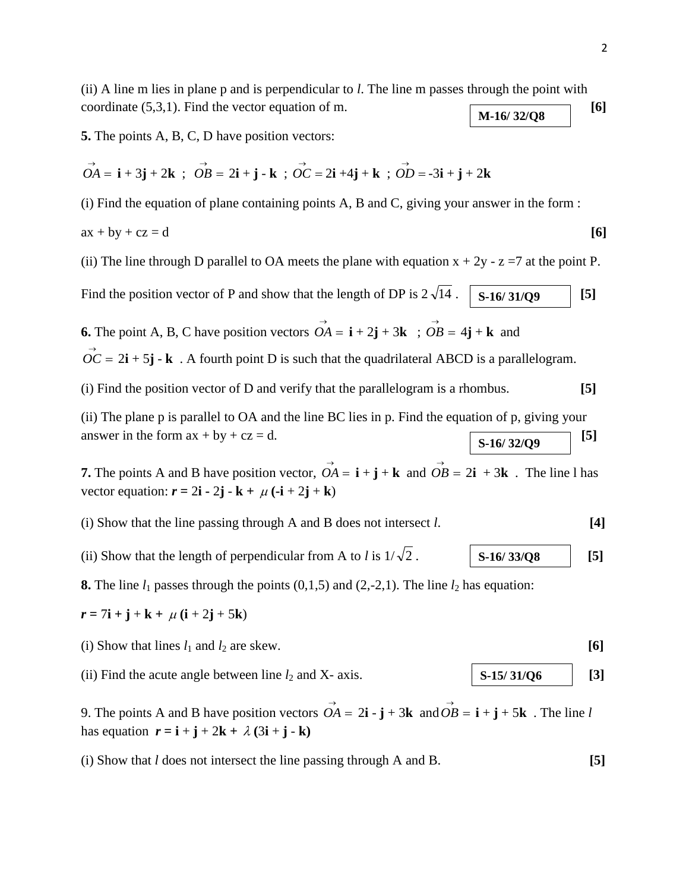(ii) A line m lies in plane p and is perpendicular to $l$. The line m passes through the point with coordinate (5,3,1). Find the vector equation of m. **M-16/ 32/Q8** **[6]**

**5.** The points A, B, C, D have position vectors:

$\vec{OA} = \mathbf{i} + 3\mathbf{j} + 2\mathbf{k}$ ; $\vec{OB} = 2\mathbf{i} + \mathbf{j} - \mathbf{k}$ ; $\vec{OC} = 2\mathbf{i} + 4\mathbf{j} + \mathbf{k}$ ; $\vec{OD} = -3\mathbf{i} + \mathbf{j} + 2\mathbf{k}$

(i) Find the equation of plane containing points A, B and C, giving your answer in the form :

$ax + by + cz = d$ **[6]**

(ii) The line through D parallel to OA meets the plane with equation $x + 2y - z = 7$ at the point P.

Find the position vector of P and show that the length of DP is $2\sqrt{14}$ . **S-16/ 31/Q9** **[5]**

**6.** The point A, B, C have position vectors $\vec{OA} = \mathbf{i} + 2\mathbf{j} + 3\mathbf{k}$ ; $\vec{OB} = 4\mathbf{j} + \mathbf{k}$ and $\vec{OC} = 2\mathbf{i} + 5\mathbf{j} - \mathbf{k}$ . A fourth point D is such that the quadrilateral ABCD is a parallelogram.

(i) Find the position vector of D and verify that the parallelogram is a rhombus. **[5]**

(ii) The plane p is parallel to OA and the line BC lies in p. Find the equation of p, giving your answer in the form ax + by + cz = d. **S-16/ 32/Q9** **[5]**

**7.** The points A and B have position vector, $\vec{OA} = \mathbf{i} + \mathbf{j} + \mathbf{k}$ and $\vec{OB} = 2\mathbf{i} + 3\mathbf{k}$ . The line l has vector equation: $\mathbf{r} = 2\mathbf{i} - 2\mathbf{j} - \mathbf{k} + \mu(-\mathbf{i} + 2\mathbf{j} + \mathbf{k})$

(i) Show that the line passing through A and B does not intersect $l$. **[4]**

(ii) Show that the length of perpendicular from A to $l$ is $1/\sqrt{2}$ . **S-16/ 33/Q8** **[5]**

**8.** The line $l_1$ passes through the points (0,1,5) and (2,-2,1). The line $l_2$ has equation:

$\mathbf{r} = 7\mathbf{i} + \mathbf{j} + \mathbf{k} + \mu(\mathbf{i} + 2\mathbf{j} + 5\mathbf{k})$

(i) Show that lines $l_1$ and $l_2$ are skew. **[6]**

(ii) Find the acute angle between line $l_2$ and X- axis. **S-15/ 31/Q6** **[3]**

9. The points A and B have position vectors $\vec{OA} = 2\mathbf{i} - \mathbf{j} + 3\mathbf{k}$ and $\vec{OB} = \mathbf{i} + \mathbf{j} + 5\mathbf{k}$ . The line $l$ has equation $\mathbf{r} = \mathbf{i} + \mathbf{j} + 2\mathbf{k} + \lambda(3\mathbf{i} + \mathbf{j} - \mathbf{k})$

(i) Show that $l$ does not intersect the line passing through A and B. **[5]**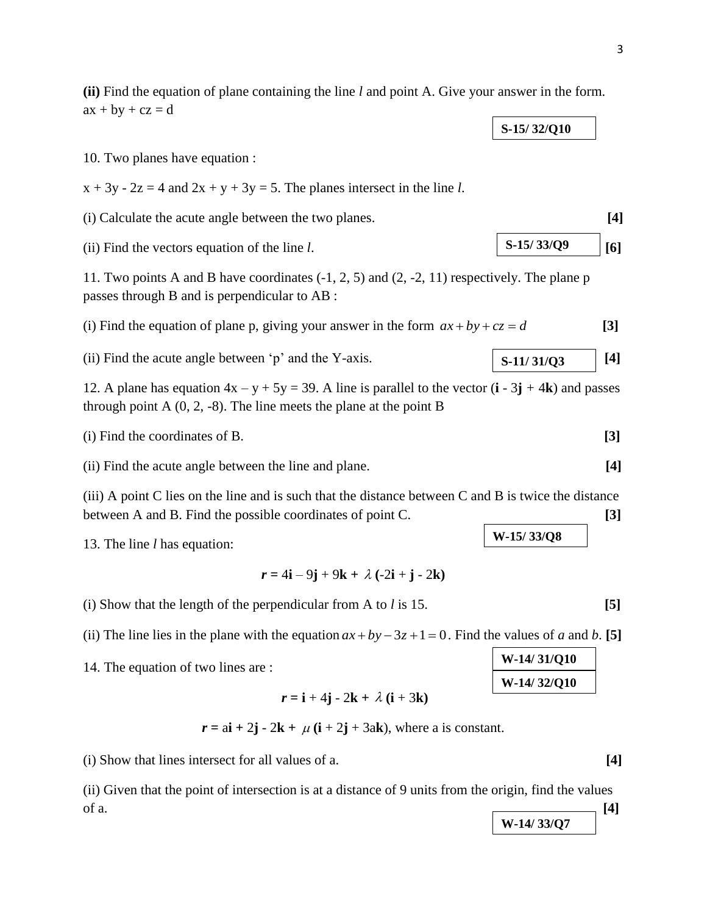**(ii)** Find the equation of plane containing the line *l* and point A. Give your answer in the form. ax + by + cz = d

**S-15/ 32/Q10**

10. Two planes have equation :

x + 3y - 2z = 4 and 2x + y + 3y = 5. The planes intersect in the line *l*.

(i) Calculate the acute angle between the two planes. **[4]**

(ii) Find the vectors equation of the line *l*. **S-15/ 33/Q9** **[6]**

11. Two points A and B have coordinates (-1, 2, 5) and (2, -2, 11) respectively. The plane p passes through B and is perpendicular to AB :

(i) Find the equation of plane p, giving your answer in the form $ax + by + cz = d$ **[3]**

(ii) Find the acute angle between 'p' and the Y-axis. **S-11/ 31/Q3** **[4]**

12. A plane has equation 4x – y + 5y = 39. A line is parallel to the vector (**i** - 3**j** + 4**k**) and passes through point A (0, 2, -8). The line meets the plane at the point B

(i) Find the coordinates of B. **[3]**

(ii) Find the acute angle between the line and plane. **[4]**

(iii) A point C lies on the line and is such that the distance between C and B is twice the distance between A and B. Find the possible coordinates of point C. **[3]**

**W-15/ 33/Q8**

13. The line *l* has equation:

$$\boldsymbol{r} = 4\mathbf{i} - 9\mathbf{j} + 9\mathbf{k} + \lambda(-2\mathbf{i} + \mathbf{j} - 2\mathbf{k})$$

(i) Show that the length of the perpendicular from A to *l* is 15. **[5]**

(ii) The line lies in the plane with the equation $ax + by - 3z + 1 = 0$. Find the values of *a* and *b*. **[5]**

**W-14/ 31/Q10**

**W-14/ 32/Q10**

14. The equation of two lines are :

$$\boldsymbol{r} = \mathbf{i} + 4\mathbf{j} - 2\mathbf{k} + \lambda(\mathbf{i} + 3\mathbf{k})$$

$$\boldsymbol{r} = a\mathbf{i} + 2\mathbf{j} - 2\mathbf{k} + \mu(\mathbf{i} + 2\mathbf{j} + 3a\mathbf{k}), \text{ where a is constant.}$$

(i) Show that lines intersect for all values of a. **[4]**

(ii) Given that the point of intersection is at a distance of 9 units from the origin, find the values of a. **[4]**

**W-14/ 33/Q7**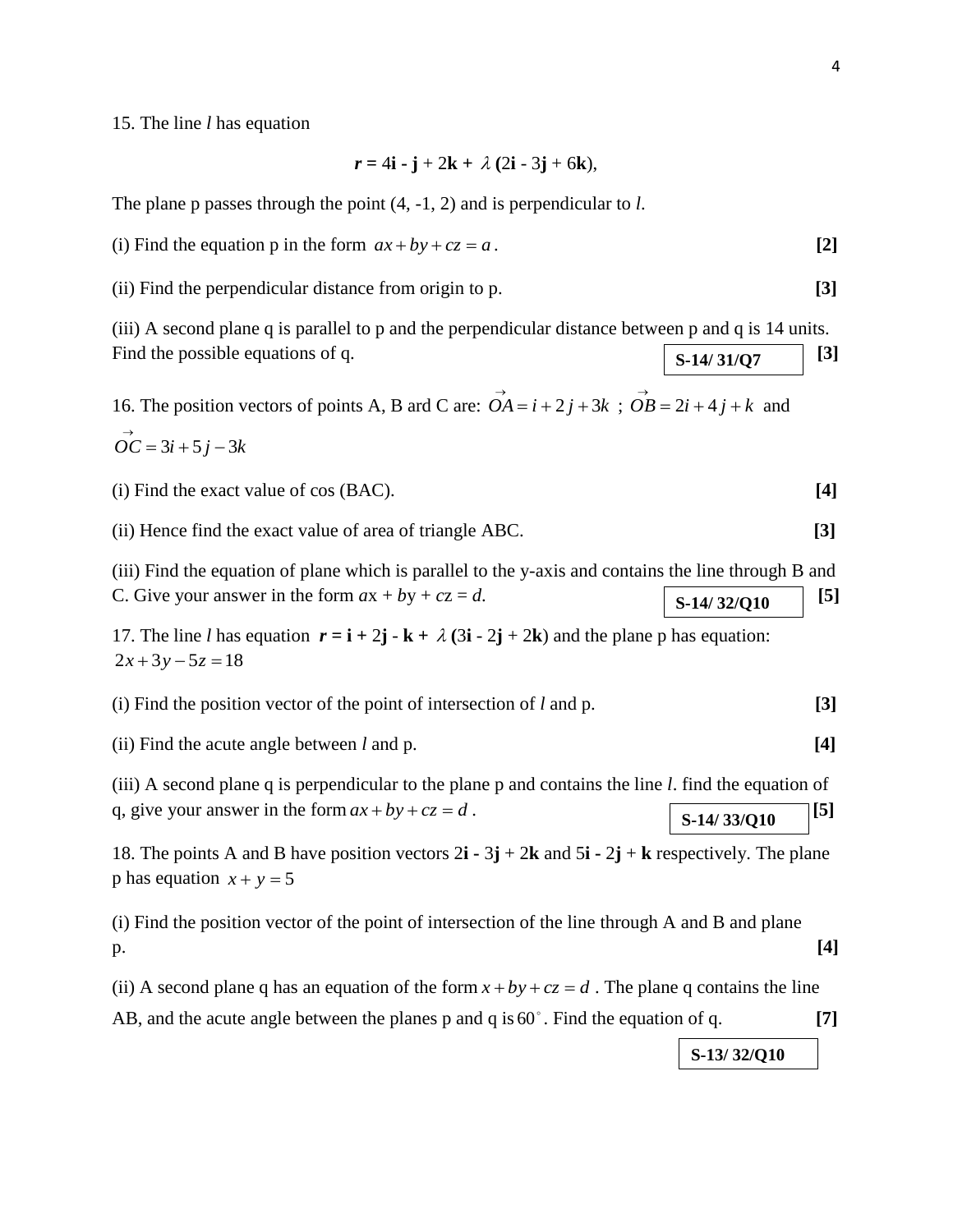15. The line $l$ has equation

$$\mathbf{r} = 4\mathbf{i} - \mathbf{j} + 2\mathbf{k} + \lambda(2\mathbf{i} - 3\mathbf{j} + 6\mathbf{k}),$$

The plane p passes through the point (4, -1, 2) and is perpendicular to $l$.

(i) Find the equation p in the form $ax + by + cz = a$. **[2]**

(ii) Find the perpendicular distance from origin to p. **[3]**

(iii) A second plane q is parallel to p and the perpendicular distance between p and q is 14 units. Find the possible equations of q. **[3]**

**S-14/ 31/Q7**

16. The position vectors of points A, B ard C are: $\vec{OA} = i + 2j + 3k$ ; $\vec{OB} = 2i + 4j + k$ and $\vec{OC} = 3i + 5j - 3k$

(i) Find the exact value of cos (BAC). **[4]**

(ii) Hence find the exact value of area of triangle ABC. **[3]**

(iii) Find the equation of plane which is parallel to the y-axis and contains the line through B and C. Give your answer in the form $ax + by + cz = d$. **[5]**

**S-14/ 32/Q10**

17. The line $l$ has equation $\mathbf{r} = \mathbf{i} + 2\mathbf{j} - \mathbf{k} + \lambda(3\mathbf{i} - 2\mathbf{j} + 2\mathbf{k})$ and the plane p has equation: $2x + 3y - 5z = 18$

(i) Find the position vector of the point of intersection of $l$ and p. **[3]**

(ii) Find the acute angle between $l$ and p. **[4]**

(iii) A second plane q is perpendicular to the plane p and contains the line $l$. find the equation of q, give your answer in the form $ax + by + cz = d$. **[5]**

**S-14/ 33/Q10**

18. The points A and B have position vectors $2\mathbf{i} - 3\mathbf{j} + 2\mathbf{k}$ and $5\mathbf{i} - 2\mathbf{j} + \mathbf{k}$ respectively. The plane p has equation $x + y = 5$

(i) Find the position vector of the point of intersection of the line through A and B and plane p. **[4]**

(ii) A second plane q has an equation of the form $x + by + cz = d$. The plane q contains the line AB, and the acute angle between the planes p and q is $60^\circ$. Find the equation of q. **[7]**

**S-13/ 32/Q10**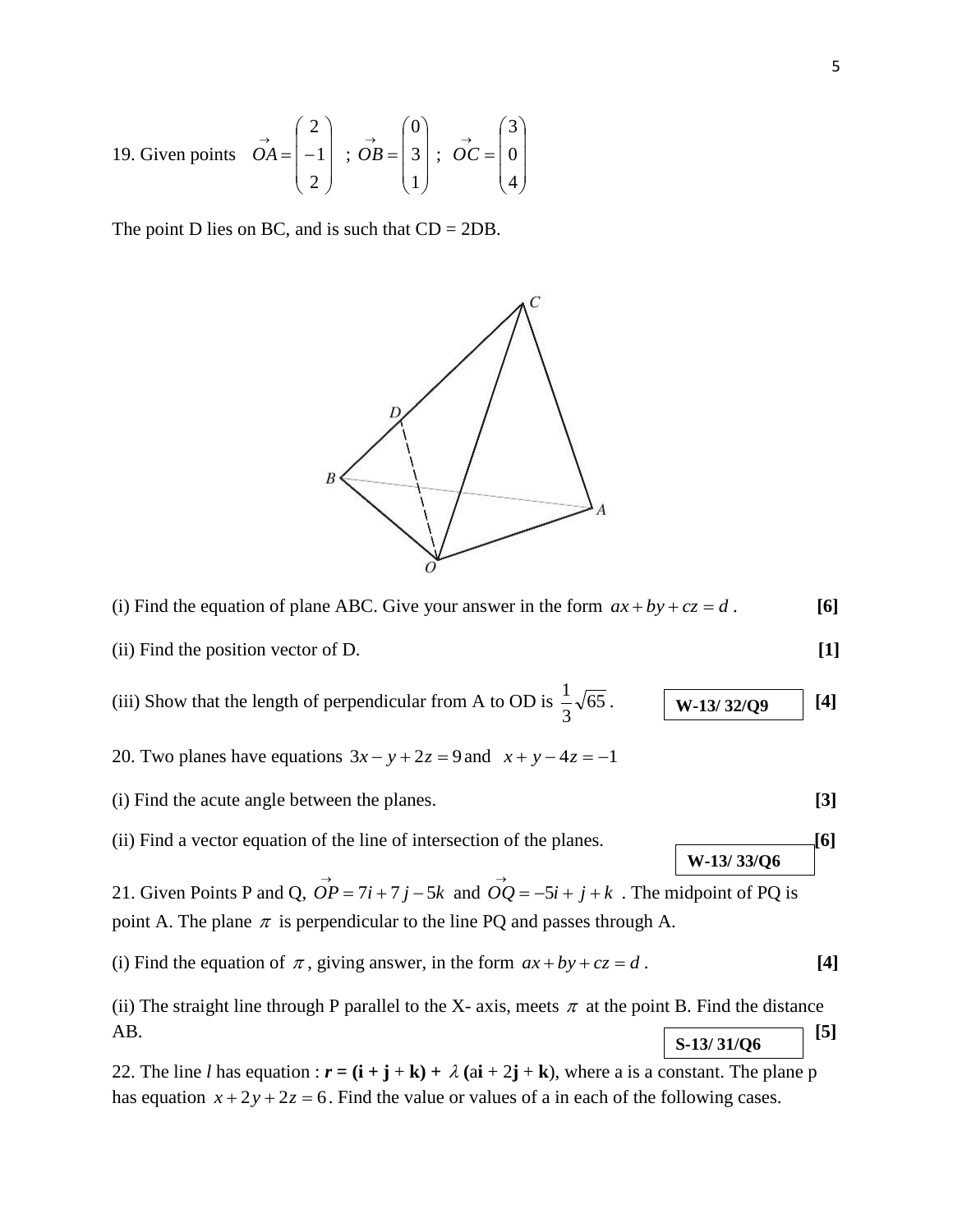19. Given points $\vec{OA} = \begin{pmatrix} 2 \\ -1 \\ 2 \end{pmatrix}$ ; $\vec{OB} = \begin{pmatrix} 0 \\ 3 \\ 1 \end{pmatrix}$ ; $\vec{OC} = \begin{pmatrix} 3 \\ 0 \\ 4 \end{pmatrix}$

The point D lies on BC, and is such that CD = 2DB.

(i) Find the equation of plane ABC. Give your answer in the form $ax + by + cz = d$. **[6]**

(ii) Find the position vector of D. **[1]**

(iii) Show that the length of perpendicular from A to OD is $\frac{1}{3}\sqrt{65}$. **W-13/ 32/Q9** **[4]**

20. Two planes have equations $3x - y + 2z = 9$ and $x + y - 4z = -1$

(i) Find the acute angle between the planes. **[3]**

(ii) Find a vector equation of the line of intersection of the planes. **[6]**

**W-13/ 33/Q6**

21. Given Points P and Q, $\vec{OP} = 7i + 7j - 5k$ and $\vec{OQ} = -5i + j + k$ . The midpoint of PQ is point A. The plane $\pi$ is perpendicular to the line PQ and passes through A.

(i) Find the equation of $\pi$, giving answer, in the form $ax + by + cz = d$. **[4]**

(ii) The straight line through P parallel to the X- axis, meets $\pi$ at the point B. Find the distance AB. **[5]**

**S-13/ 31/Q6**

22. The line *l* has equation : **r = (i + j + k) +** $\lambda$ **(a i + 2j + k)**, where a is a constant. The plane p has equation $x + 2y + 2z = 6$. Find the value or values of a in each of the following cases.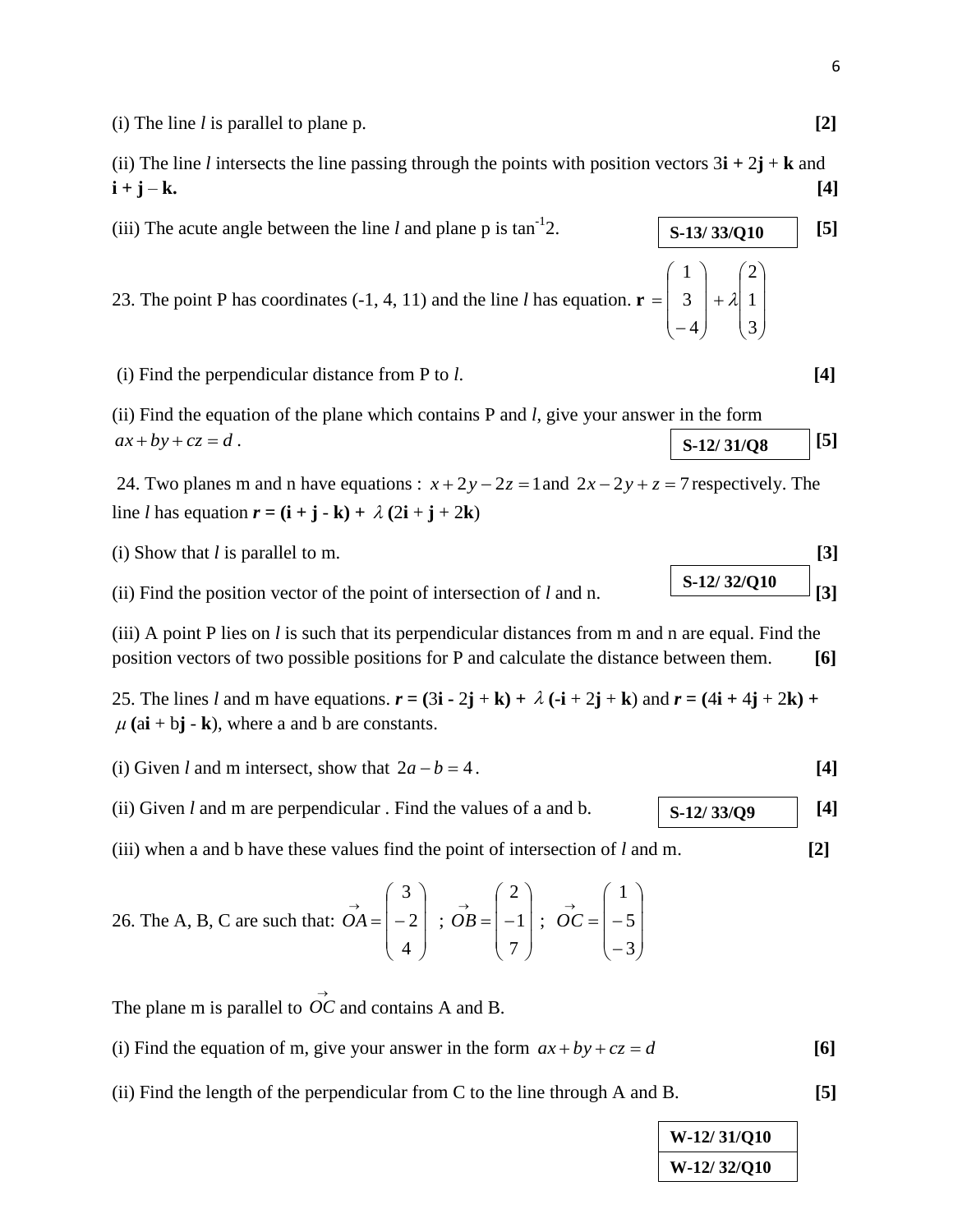(i) The line *l* is parallel to plane p. **[2]**

(ii) The line *l* intersects the line passing through the points with position vectors 3**i** + 2**j** + **k** and **i** + **j** – **k.** **[4]**

(iii) The acute angle between the line *l* and plane p is $\tan^{-1}2$. **S-13/ 33/Q10** **[5]**

23. The point P has coordinates (-1, 4, 11) and the line *l* has equation. $\mathbf{r} = \begin{pmatrix} 1 \\ 3 \\ -4 \end{pmatrix} + \lambda \begin{pmatrix} 2 \\ 1 \\ 3 \end{pmatrix}$

(i) Find the perpendicular distance from P to *l*. **[4]**

(ii) Find the equation of the plane which contains P and *l*, give your answer in the form $ax + by + cz = d$. **S-12/ 31/Q8** **[5]**

24. Two planes m and n have equations : $x + 2y - 2z = 1$ and $2x - 2y + z = 7$ respectively. The line *l* has equation ***r*** **= (i + j - k) +** $\lambda$ **(**2**i** + **j** + 2**k**)

(i) Show that *l* is parallel to m. **[3]**

(ii) Find the position vector of the point of intersection of *l* and n. **S-12/ 32/Q10** **[3]**

(iii) A point P lies on *l* is such that its perpendicular distances from m and n are equal. Find the position vectors of two possible positions for P and calculate the distance between them. **[6]**

25. The lines *l* and m have equations. ***r*** **= (**3**i** - 2**j** + **k) +** $\lambda$ **(-i** + 2**j** + **k**) and ***r*** **= (**4**i** + 4**j** + 2**k) +** $\mu$ **(a i** + b**j** - **k**), where a and b are constants.

(i) Given *l* and m intersect, show that $2a - b = 4$. **[4]**

(ii) Given *l* and m are perpendicular . Find the values of a and b. **S-12/ 33/Q9** **[4]**

(iii) when a and b have these values find the point of intersection of *l* and m. **[2]**

26. The A, B, C are such that: $\vec{OA} = \begin{pmatrix} 3 \\ -2 \\ 4 \end{pmatrix}$ ; $\vec{OB} = \begin{pmatrix} 2 \\ -1 \\ 7 \end{pmatrix}$ ; $\vec{OC} = \begin{pmatrix} 1 \\ -5 \\ -3 \end{pmatrix}$

The plane m is parallel to $\vec{OC}$ and contains A and B.

(i) Find the equation of m, give your answer in the form $ax + by + cz = d$ **[6]**

(ii) Find the length of the perpendicular from C to the line through A and B. **[5]**

**W-12/ 31/Q10**

**W-12/ 32/Q10**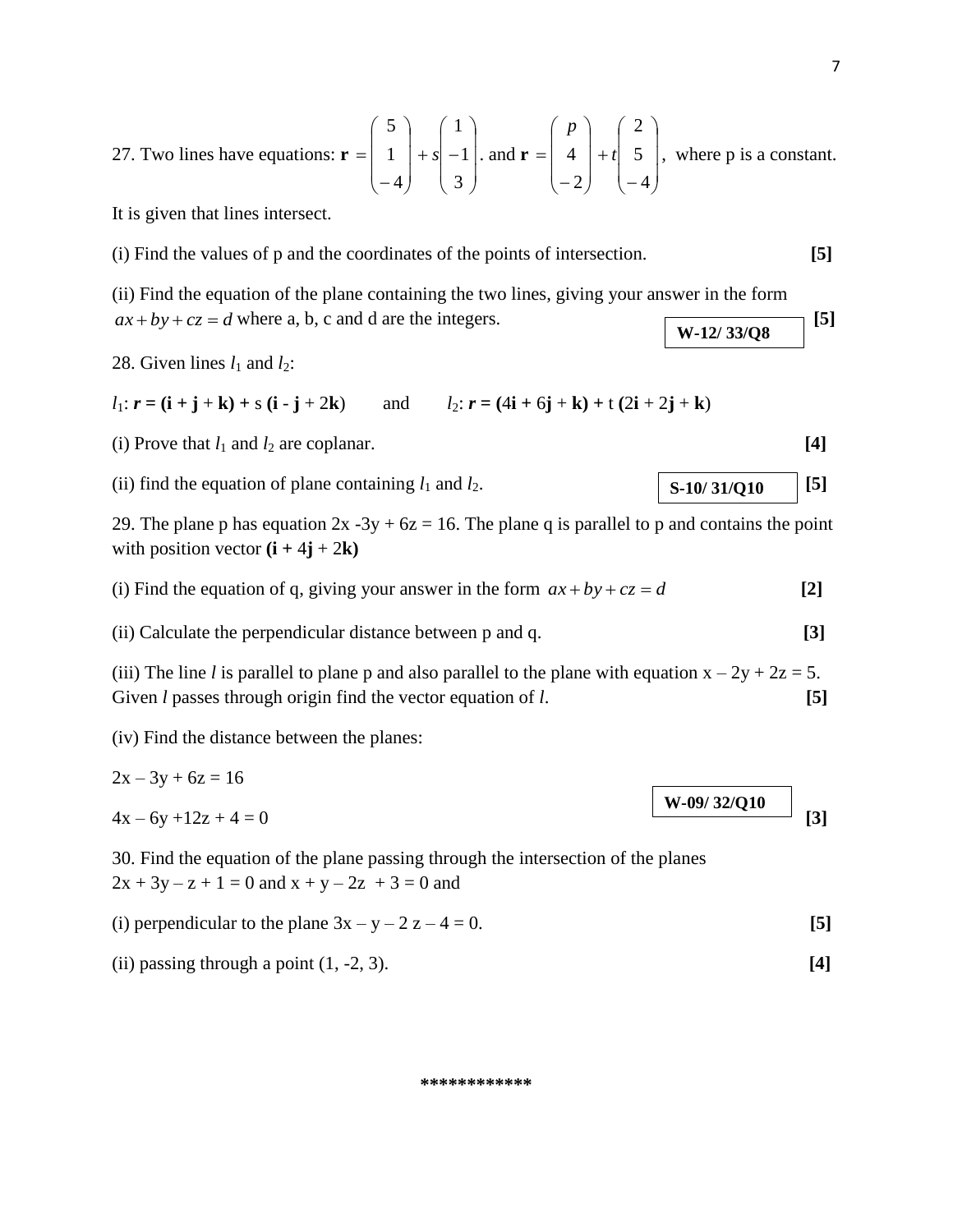27. Two lines have equations: $\mathbf{r} = \begin{pmatrix} 5 \\ 1 \\ -4 \end{pmatrix} + s\begin{pmatrix} 1 \\ -1 \\ 3 \end{pmatrix}$. and $\mathbf{r} = \begin{pmatrix} p \\ 4 \\ -2 \end{pmatrix} + t\begin{pmatrix} 2 \\ 5 \\ -4 \end{pmatrix}$, where p is a constant.

It is given that lines intersect.

(i) Find the values of p and the coordinates of the points of intersection. **[5]**

(ii) Find the equation of the plane containing the two lines, giving your answer in the form $ax + by + cz = d$ where a, b, c and d are the integers. **[5]**

**W-12/ 33/Q8**

28. Given lines $l_1$ and $l_2$:

$l_1$: $\boldsymbol{r} = (\mathbf{i} + \mathbf{j} + \mathbf{k}) + s\,(\mathbf{i} - \mathbf{j} + 2\mathbf{k})$ and $l_2$: $\boldsymbol{r} = (4\mathbf{i} + 6\mathbf{j} + \mathbf{k}) + t\,(2\mathbf{i} + 2\mathbf{j} + \mathbf{k})$

(i) Prove that $l_1$ and $l_2$ are coplanar. **[4]**

(ii) find the equation of plane containing $l_1$ and $l_2$. **[5]**

**S-10/ 31/Q10**

29. The plane p has equation 2x -3y + 6z = 16. The plane q is parallel to p and contains the point with position vector $(\mathbf{i} + 4\mathbf{j} + 2\mathbf{k})$

(i) Find the equation of q, giving your answer in the form $ax + by + cz = d$ **[2]**

(ii) Calculate the perpendicular distance between p and q. **[3]**

(iii) The line *l* is parallel to plane p and also parallel to the plane with equation x – 2y + 2z = 5. Given *l* passes through origin find the vector equation of *l*. **[5]**

(iv) Find the distance between the planes:

2x – 3y + 6z = 16

4x – 6y +12z + 4 = 0 **[3]**

**W-09/ 32/Q10**

30. Find the equation of the plane passing through the intersection of the planes 2x + 3y – z + 1 = 0 and x + y – 2z + 3 = 0 and

(i) perpendicular to the plane 3x – y – 2 z – 4 = 0. **[5]**

(ii) passing through a point (1, -2, 3). **[4]**

************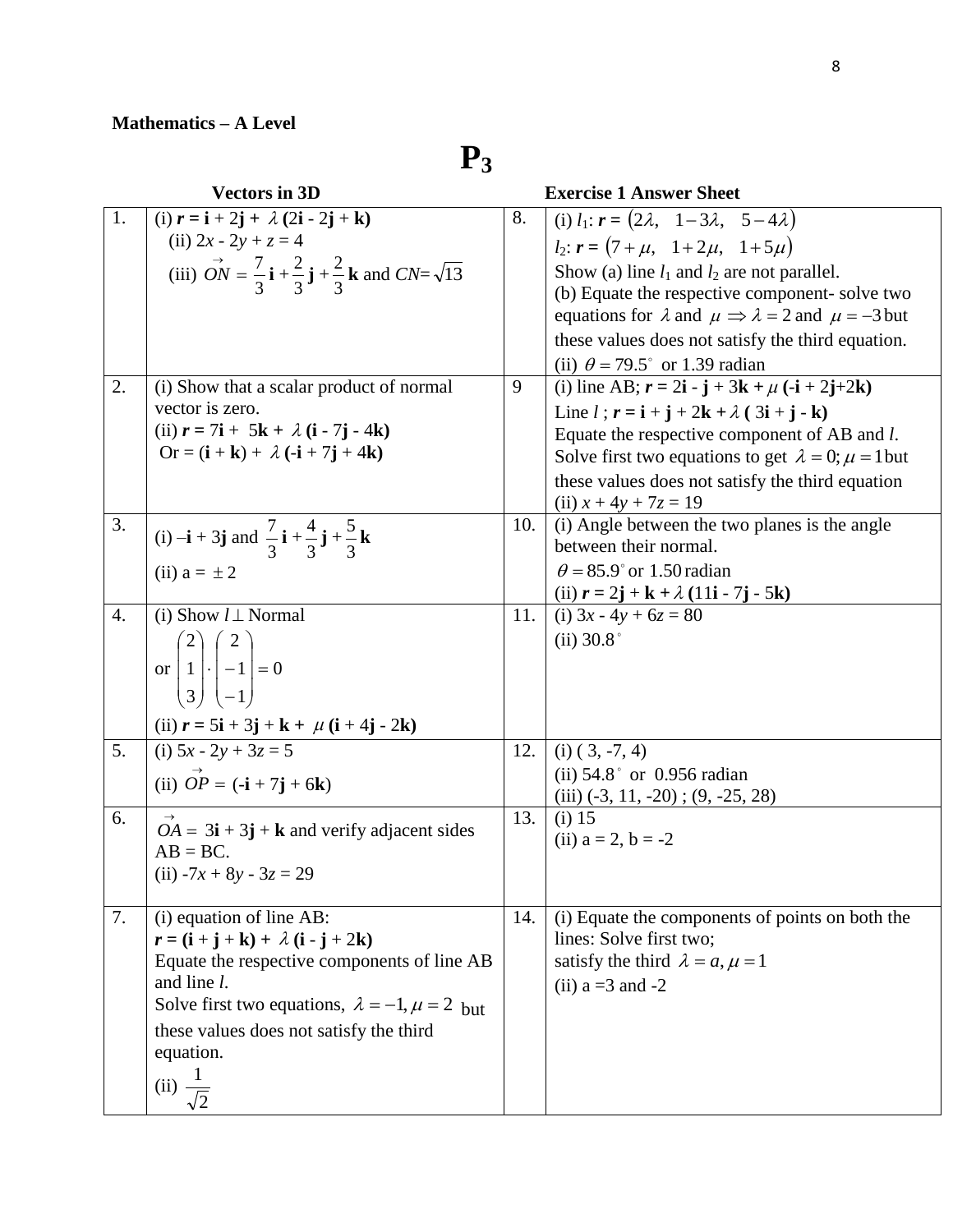**Mathematics – A Level**

# P₃

**Vectors in 3D** **Exercise 1 Answer Sheet**

| | | | |
|---|---|---|---|
| 1. | (i) $\mathbf{r} = \mathbf{i} + 2\mathbf{j} + \lambda\,(2\mathbf{i} - 2\mathbf{j} + \mathbf{k})$<br>(ii) $2x - 2y + z = 4$<br>(iii) $\vec{ON} = \frac{7}{3}\mathbf{i} + \frac{2}{3}\mathbf{j} + \frac{2}{3}\mathbf{k}$ and $CN = \sqrt{13}$ | 8. | (i) $l_1$: $\mathbf{r} = (2\lambda,\ \ 1-3\lambda,\ \ 5-4\lambda)$<br>$l_2$: $\mathbf{r} = (7+\mu,\ \ 1+2\mu,\ \ 1+5\mu)$<br>Show (a) line $l_1$ and $l_2$ are not parallel.<br>(b) Equate the respective component- solve two equations for $\lambda$ and $\mu \Rightarrow \lambda = 2$ and $\mu = -3$ but these values does not satisfy the third equation.<br>(ii) $\theta = 79.5^\circ$ or 1.39 radian |
| 2. | (i) Show that a scalar product of normal vector is zero.<br>(ii) $\mathbf{r} = 7\mathbf{i} + 5\mathbf{k} + \lambda\,(\mathbf{i} - 7\mathbf{j} - 4\mathbf{k})$<br>Or $= (\mathbf{i} + \mathbf{k}) + \lambda\,(-\mathbf{i} + 7\mathbf{j} + 4\mathbf{k})$ | 9 | (i) line AB; $\mathbf{r} = 2\mathbf{i} - \mathbf{j} + 3\mathbf{k} + \mu\,(-\mathbf{i} + 2\mathbf{j} + 2\mathbf{k})$<br>Line $l$ ; $\mathbf{r} = \mathbf{i} + \mathbf{j} + 2\mathbf{k} + \lambda\,(3\mathbf{i} + \mathbf{j} - \mathbf{k})$<br>Equate the respective component of AB and $l$.<br>Solve first two equations to get $\lambda = 0; \mu = 1$ but these values does not satisfy the third equation<br>(ii) $x + 4y + 7z = 19$ |
| 3. | (i) $-\mathbf{i} + 3\mathbf{j}$ and $\frac{7}{3}\mathbf{i} + \frac{4}{3}\mathbf{j} + \frac{5}{3}\mathbf{k}$<br>(ii) a = $\pm 2$ | 10. | (i) Angle between the two planes is the angle between their normal.<br>$\theta = 85.9^\circ$ or 1.50 radian<br>(ii) $\mathbf{r} = 2\mathbf{j} + \mathbf{k} + \lambda\,(11\mathbf{i} - 7\mathbf{j} - 5\mathbf{k})$ |
| 4. | (i) Show $l \perp$ Normal<br>or $\begin{pmatrix} 2 \\ 1 \\ 3 \end{pmatrix} \cdot \begin{pmatrix} 2 \\ -1 \\ -1 \end{pmatrix} = 0$<br>(ii) $\mathbf{r} = 5\mathbf{i} + 3\mathbf{j} + \mathbf{k} + \mu\,(\mathbf{i} + 4\mathbf{j} - 2\mathbf{k})$ | 11. | (i) $3x - 4y + 6z = 80$<br>(ii) $30.8^\circ$ |
| 5. | (i) $5x - 2y + 3z = 5$<br>(ii) $\vec{OP} = (-\mathbf{i} + 7\mathbf{j} + 6\mathbf{k})$ | 12. | (i) ( 3, -7, 4)<br>(ii) $54.8^\circ$ or 0.956 radian<br>(iii) (-3, 11, -20) ; (9, -25, 28) |
| 6. | $\vec{OA} = 3\mathbf{i} + 3\mathbf{j} + \mathbf{k}$ and verify adjacent sides AB = BC.<br>(ii) $-7x + 8y - 3z = 29$ | 13. | (i) 15<br>(ii) a = 2, b = -2 |
| 7. | (i) equation of line AB:<br>$\mathbf{r} = (\mathbf{i} + \mathbf{j} + \mathbf{k}) + \lambda\,(\mathbf{i} - \mathbf{j} + 2\mathbf{k})$<br>Equate the respective components of line AB and line $l$.<br>Solve first two equations, $\lambda = -1, \mu = 2$ but these values does not satisfy the third equation.<br>(ii) $\frac{1}{\sqrt{2}}$ | 14. | (i) Equate the components of points on both the lines: Solve first two;<br>satisfy the third $\lambda = a, \mu = 1$<br>(ii) a =3 and -2 |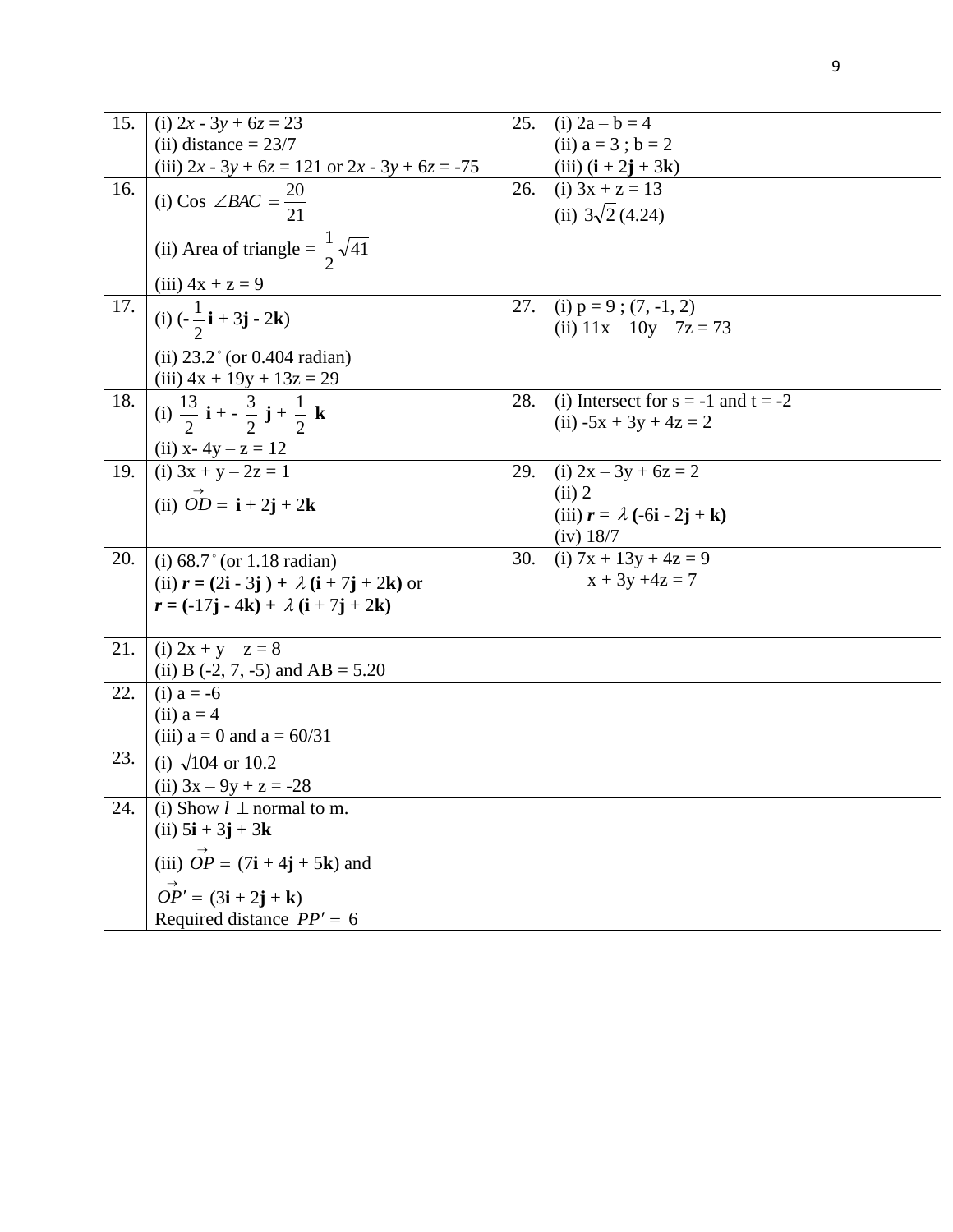| | | | |
|---|---|---|---|
| 15. | (i) $2x - 3y + 6z = 23$<br>(ii) distance = 23/7<br>(iii) $2x - 3y + 6z = 121$ or $2x - 3y + 6z = -75$ | 25. | (i) 2a – b = 4<br>(ii) a = 3 ; b = 2<br>(iii) (**i** + 2**j** + 3**k**) |
| 16. | (i) Cos $\angle BAC = \dfrac{20}{21}$<br>(ii) Area of triangle = $\dfrac{1}{2}\sqrt{41}$<br>(iii) 4x + z = 9 | 26. | (i) 3x + z = 13<br>(ii) $3\sqrt{2}$ (4.24) |
| 17. | (i) (- $\dfrac{1}{2}$ **i** + 3**j** - 2**k**)<br>(ii) 23.2$^\circ$ (or 0.404 radian)<br>(iii) 4x + 19y + 13z = 29 | 27. | (i) p = 9 ; (7, -1, 2)<br>(ii) 11x – 10y – 7z = 73 |
| 18. | (i) $\dfrac{13}{2}$ **i** + - $\dfrac{3}{2}$ **j** + $\dfrac{1}{2}$ **k**<br>(ii) x- 4y – z = 12 | 28. | (i) Intersect for s = -1 and t = -2<br>(ii) -5x + 3y + 4z = 2 |
| 19. | (i) 3x + y – 2z = 1<br>(ii) $\overrightarrow{OD} =$ **i** + 2**j** + 2**k** | 29. | (i) 2x – 3y + 6z = 2<br>(ii) 2<br>(iii) ***r*** = $\lambda$ **(-**6**i** - 2**j** + **k)**<br>(iv) 18/7 |
| 20. | (i) 68.7$^\circ$ (or 1.18 radian)<br>(ii) ***r*** = **(**2**i** - 3**j** **)** + $\lambda$ **(i** + 7**j** + 2**k)** or<br>***r*** = **(**-17**j** - 4**k)** + $\lambda$ **(i** + 7**j** + 2**k)** | 30. | (i) 7x + 13y + 4z = 9<br>x + 3y +4z = 7 |
| 21. | (i) 2x + y – z = 8<br>(ii) B (-2, 7, -5) and AB = 5.20 | | |
| 22. | (i) a = -6<br>(ii) a = 4<br>(iii) a = 0 and a = 60/31 | | |
| 23. | (i) $\sqrt{104}$ or 10.2<br>(ii) 3x – 9y + z = -28 | | |
| 24. | (i) Show $l$ $\perp$ normal to m.<br>(ii) 5**i** + 3**j** + 3**k**<br>(iii) $\overrightarrow{OP} =$ (7**i** + 4**j** + 5**k**) and<br>$\overrightarrow{OP'} =$ (3**i** + 2**j** + **k**)<br>Required distance $PP' =$ 6 | | |